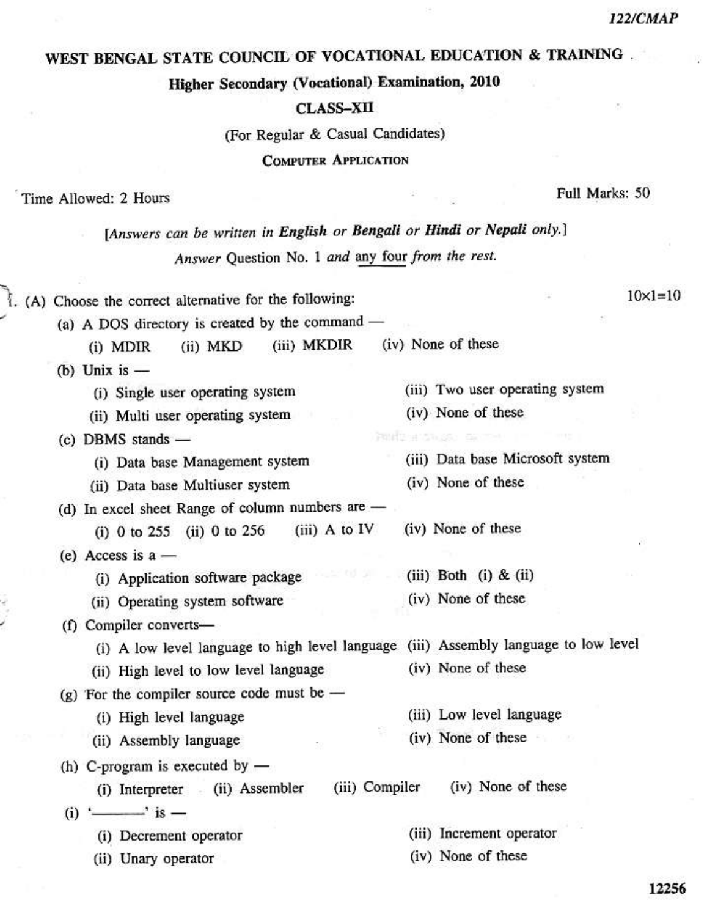122/CMAP

# WEST BENGAL STATE COUNCIL OF VOCATIONAL EDUCATION & TRAINING

## Higher Secondary (Vocational) Examination, 2010

## CLASS–XII

(For Regular & Casual Candidates)

## COMPUTER APPLICATION

Time Allowed: 2 Hours | Full Marks: 50

[*Answers can be written in* **English** *or* **Bengali** *or* **Hindi** *or* **Nepali** *only.*]

*Answer* Question No. 1 *and* any four *from the rest.*

1. (A) Choose the correct alternative for the following: 10×1=10

(a) A DOS directory is created by the command —

(i) MDIR (ii) MKD (iii) MKDIR (iv) None of these

(b) Unix is —

(i) Single user operating system
(ii) Multi user operating system
(iii) Two user operating system
(iv) None of these

(c) DBMS stands —

(i) Data base Management system
(ii) Data base Multiuser system
(iii) Data base Microsoft system
(iv) None of these

(d) In excel sheet Range of column numbers are —

(i) 0 to 255 (ii) 0 to 256 (iii) A to IV (iv) None of these

(e) Access is a —

(i) Application software package
(ii) Operating system software
(iii) Both (i) & (ii)
(iv) None of these

(f) Compiler converts—

(i) A low level language to high level language
(ii) High level to low level language
(iii) Assembly language to low level
(iv) None of these

(g) For the compiler source code must be —

(i) High level language
(ii) Assembly language
(iii) Low level language
(iv) None of these

(h) C-program is executed by —

(i) Interpreter (ii) Assembler (iii) Compiler (iv) None of these

(i) '———' is —

(i) Decrement operator
(ii) Unary operator
(iii) Increment operator
(iv) None of these

12256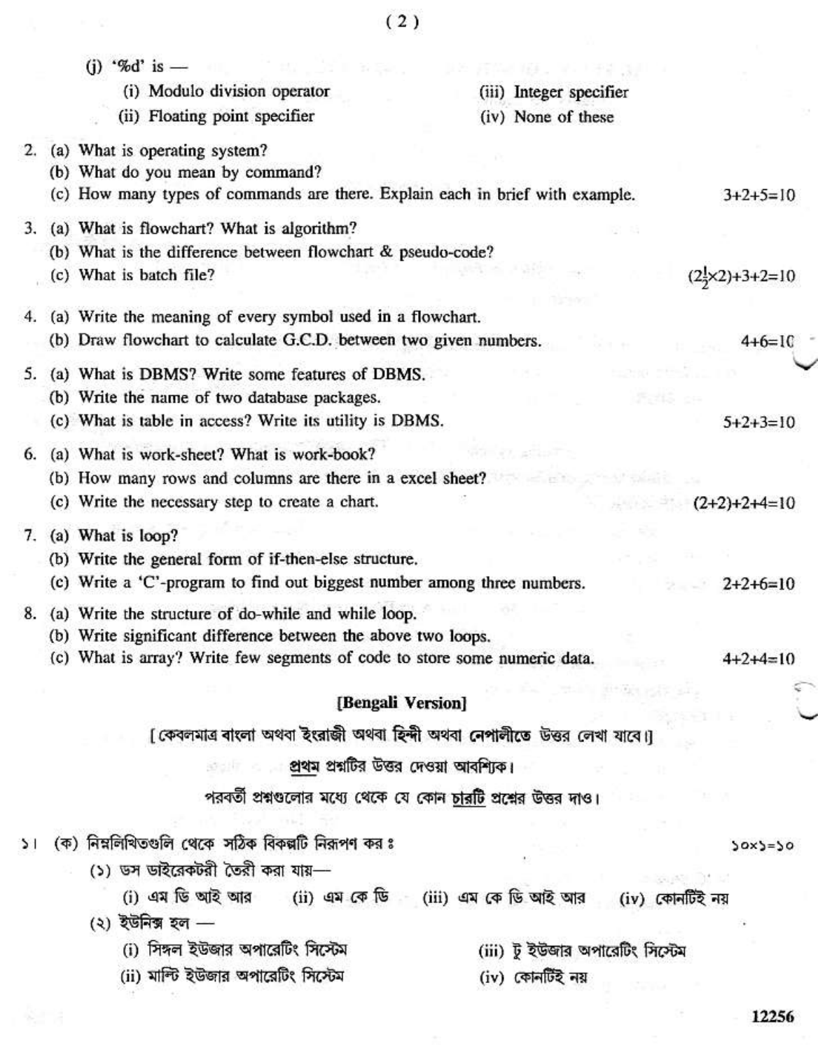(j) '%d' is —

(i) Modulo division operator

(ii) Floating point specifier

(iii) Integer specifier

(iv) None of these

2. (a) What is operating system?

   (b) What do you mean by command?

   (c) How many types of commands are there. Explain each in brief with example. 3+2+5=10

3. (a) What is flowchart? What is algorithm?

   (b) What is the difference between flowchart & pseudo-code?

   (c) What is batch file? $(2\frac{1}{2}\times2)+3+2=10$

4. (a) Write the meaning of every symbol used in a flowchart.

   (b) Draw flowchart to calculate G.C.D. between two given numbers. 4+6=10

5. (a) What is DBMS? Write some features of DBMS.

   (b) Write the name of two database packages.

   (c) What is table in access? Write its utility is DBMS. 5+2+3=10

6. (a) What is work-sheet? What is work-book?

   (b) How many rows and columns are there in a excel sheet?

   (c) Write the necessary step to create a chart. (2+2)+2+4=10

7. (a) What is loop?

   (b) Write the general form of if-then-else structure.

   (c) Write a 'C'-program to find out biggest number among three numbers. 2+2+6=10

8. (a) Write the structure of do-while and while loop.

   (b) Write significant difference between the above two loops.

   (c) What is array? Write few segments of code to store some numeric data. 4+2+4=10

## [Bengali Version]

[ কেবলমাত্র বাংলা অথবা ইংরাজী অথবা হিন্দী অথবা নেপালীতে উত্তর লেখা যাবে।]

প্রথম প্রশ্নটির উত্তর দেওয়া আবশ্যিক।

পরবর্তী প্রশ্নগুলোর মধ্যে থেকে যে কোন চারটি প্রশ্নের উত্তর দাও।

১। (ক) নিম্নলিখিতগুলি থেকে সঠিক বিকল্পটি নিরূপণ কর ঃ ১০×১=১০

(১) ডস ডাইরেক্টরী তৈরী করা যায়—

(i) এম ডি আই আর (ii) এম কে ডি (iii) এম কে ডি আই আর (iv) কোনটিই নয়

(২) ইউনিক্স হল —

(i) সিঙ্গল ইউজার অপারেটিং সিস্টেম

(ii) মাল্টি ইউজার অপারেটিং সিস্টেম

(iii) টু ইউজার অপারেটিং সিস্টেম

(iv) কোনটিই নয়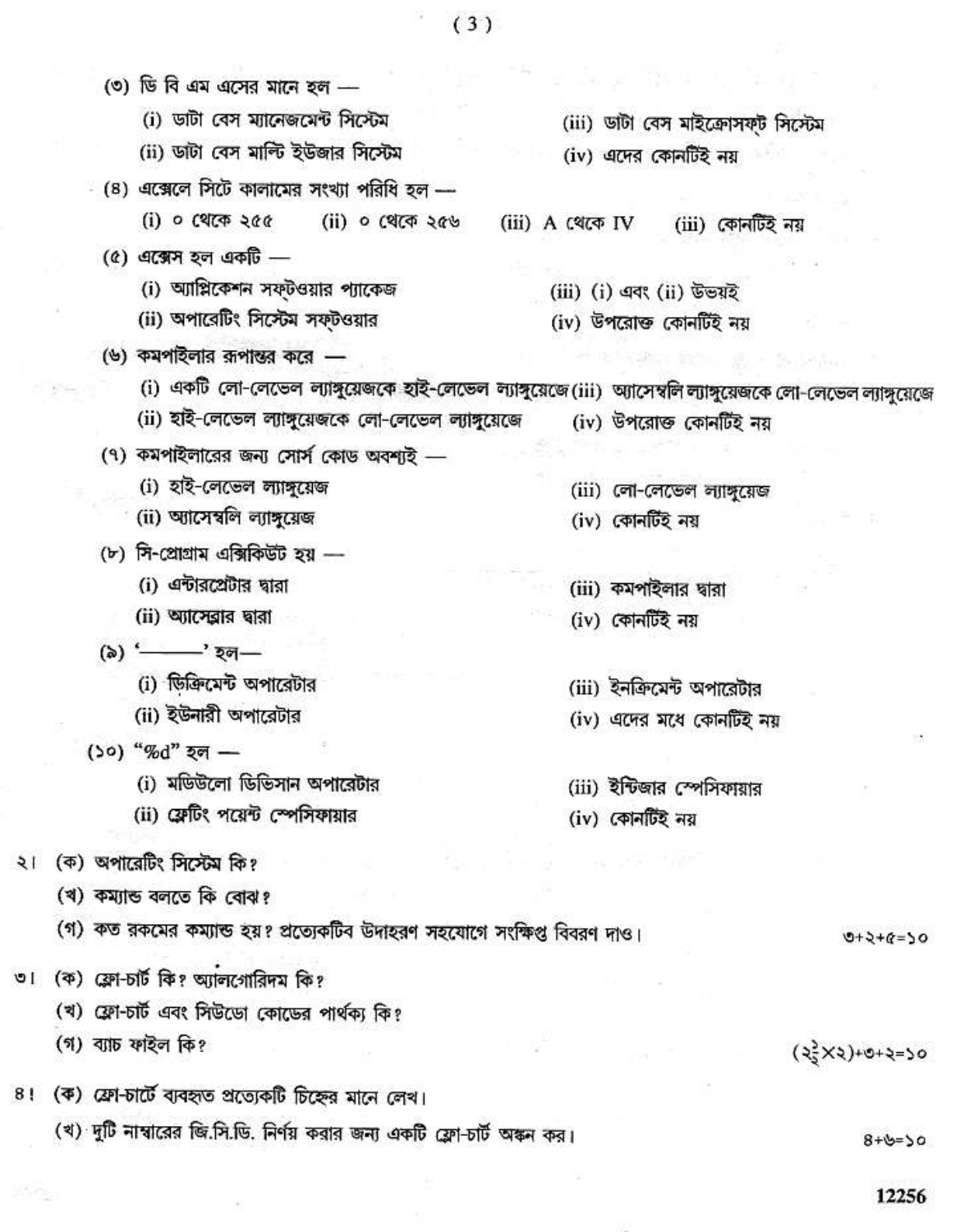(৩) ডি বি এম এসের মানে হল —

(i) ডাটা বেস ম্যানেজমেন্ট সিস্টেম
(ii) ডাটা বেস মাল্টি ইউজার সিস্টেম
(iii) ডাটা বেস মাইক্রোসফ্ট সিস্টেম
(iv) এদের কোনটিই নয়

(৪) এক্সেলে সিটে কালামের সংখ্যা পরিধি হল —

(i) ০ থেকে ২৫৫ (ii) ০ থেকে ২৫৬ (iii) A থেকে IV (iii) কোনটিই নয়

(৫) এক্সেস হল একটি —

(i) অ্যাপ্লিকেশন সফ্টওয়্যার প্যাকেজ
(ii) অপারেটিং সিস্টেম সফ্টওয়্যার
(iii) (i) এবং (ii) উভয়ই
(iv) উপরোক্ত কোনটিই নয়

(৬) কমপাইলার রূপান্তর করে —

(i) একটি লো-লেভেল ল্যাঙ্গুয়েজকে হাই-লেভেল ল্যাঙ্গুয়েজে
(ii) হাই-লেভেল ল্যাঙ্গুয়েজকে লো-লেভেল ল্যাঙ্গুয়েজে
(iii) অ্যাসেম্বলি ল্যাঙ্গুয়েজকে লো-লেভেল ল্যাঙ্গুয়েজে
(iv) উপরোক্ত কোনটিই নয়

(৭) কমপাইলারের জন্য সোর্স কোড অবশ্যই —

(i) হাই-লেভেল ল্যাঙ্গুয়েজ
(ii) অ্যাসেম্বলি ল্যাঙ্গুয়েজ
(iii) লো-লেভেল ল্যাঙ্গুয়েজ
(iv) কোনটিই নয়

(৮) সি-প্রোগ্রাম এক্সিকিউট হয় —

(i) এন্টারপ্রেটার দ্বারা
(ii) অ্যাসেম্লার দ্বারা
(iii) কমপাইলার দ্বারা
(iv) কোনটিই নয়

(৯) '———' হল—

(i) ডিক্রিমেন্ট অপারেটার
(ii) ইউনারী অপারেটার
(iii) ইনক্রিমেন্ট অপারেটার
(iv) এদের মধ্যে কোনটিই নয়

(১০) "%d" হল —

(i) মডিউলো ডিভিসান অপারেটার
(ii) ফ্লেটিং পয়েন্ট স্পেসিফায়ার
(iii) ইন্টিজার স্পেসিফায়ার
(iv) কোনটিই নয়

২। (ক) অপারেটিং সিস্টেম কি?

(খ) কম্যান্ড বলতে কি বোঝ?

(গ) কত রকমের কম্যান্ড হয়? প্রত্যেকটিব উদাহরণ সহযোগে সংক্ষিপ্ত বিবরণ দাও। ৩+২+৫=১০

৩। (ক) ফ্লো-চার্ট কি? অ্যালগোরিদম কি?

(খ) ফ্লো-চার্ট এবং সিউডো কোডের পার্থক্য কি?

(গ) ব্যাচ ফাইল কি? $(২\frac{১}{২}\times২)$+৩+২=১০

৪। (ক) ফ্লো-চার্টে ব্যবহৃত প্রত্যেকটি চিহ্নের মানে লেখ।

(খ) দুটি নাম্বারের জি.সি.ডি. নির্ণয় করার জন্য একটি ফ্লো-চার্ট অঙ্কন কর। ৪+৬=১০

12256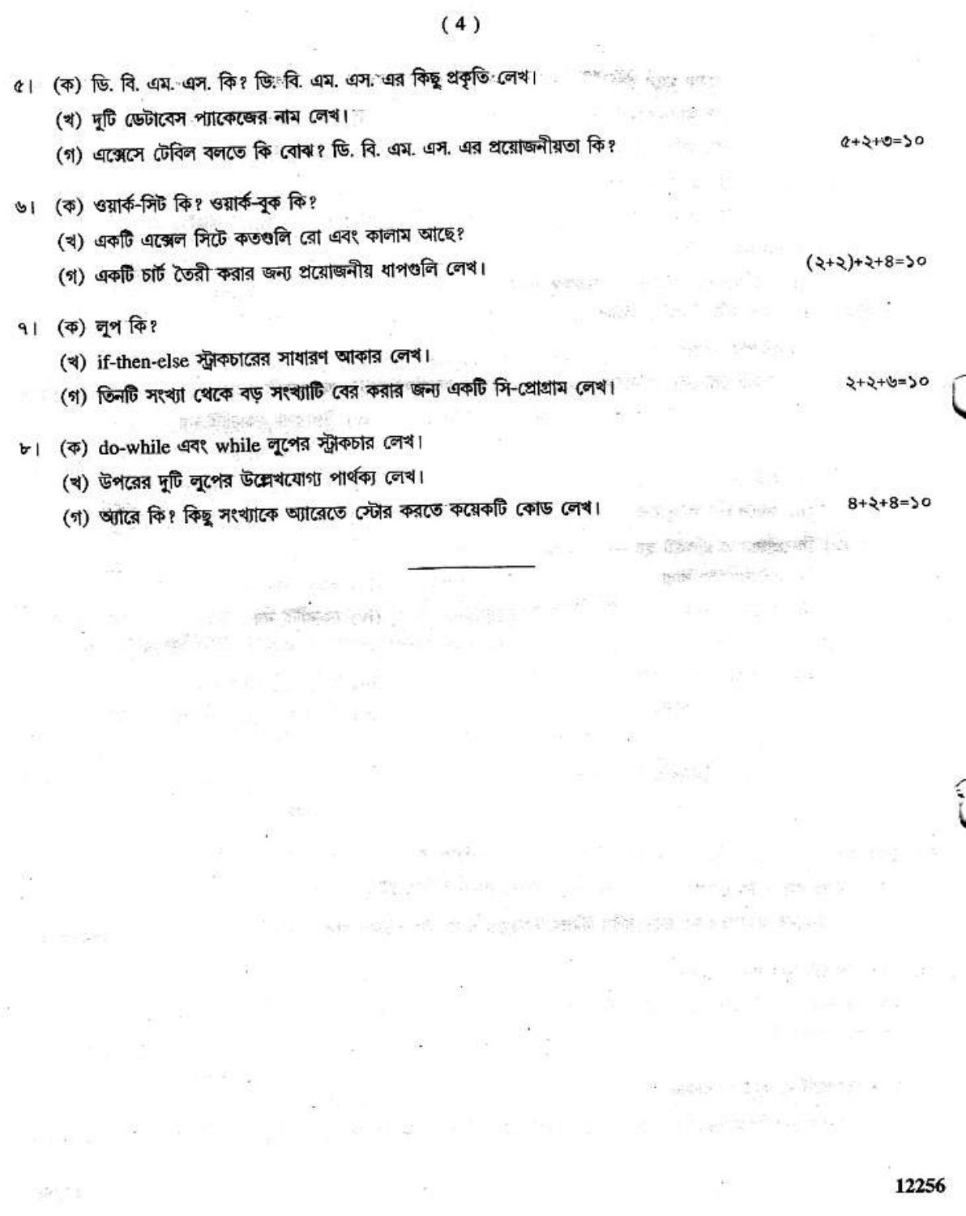৫। (ক) ডি. বি. এম. এস. কি? ডি. বি. এম. এস. এর কিছু প্রকৃতি লেখ।

(খ) দুটি ডেটাবেস প্যাকেজের নাম লেখ।

(গ) এক্সেসে টেবিল বলতে কি বোঝ? ডি. বি. এম. এস. এর প্রয়োজনীয়তা কি? ৫+২+৩=১০

৬। (ক) ওয়ার্ক-সিট কি? ওয়ার্ক-বুক কি?

(খ) একটি এক্সেল সিটে কতগুলি রো এবং কালাম আছে?

(গ) একটি চার্ট তৈরী করার জন্য প্রয়োজনীয় ধাপগুলি লেখ। (২+২)+২+৪=১০

৭। (ক) লুপ কি?

(খ) if-then-else স্ট্রাকচারের সাধারণ আকার লেখ।

(গ) তিনটি সংখ্যা থেকে বড় সংখ্যাটি বের করার জন্য একটি সি-প্রোগ্রাম লেখ। ২+২+৬=১০

৮। (ক) do-while এবং while লুপের স্ট্রাকচার লেখ।

(খ) উপরের দুটি লুপের উল্লেখযোগ্য পার্থক্য লেখ।

(গ) অ্যারে কি? কিছু সংখ্যাকে অ্যারেতে স্টোর করতে কয়েকটি কোড লেখ। ৪+২+৪=১০

---

12256